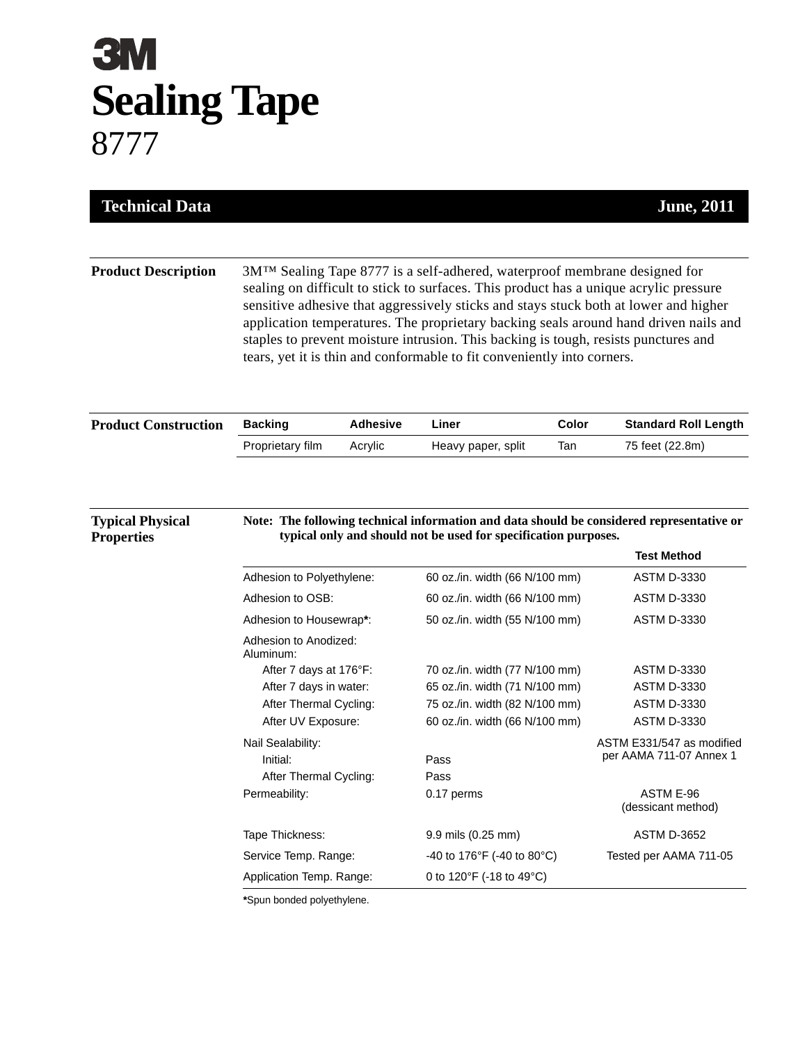# 3M

# Sealing Tape

## 8777

**Technical Data** — **June, 2011**

## Product Description

3M™ Sealing Tape 8777 is a self-adhered, waterproof membrane designed for sealing on difficult to stick to surfaces. This product has a unique acrylic pressure sensitive adhesive that aggressively sticks and stays stuck both at lower and higher application temperatures. The proprietary backing seals around hand driven nails and staples to prevent moisture intrusion. This backing is tough, resists punctures and tears, yet it is thin and conformable to fit conveniently into corners.

## Product Construction

| Backing | Adhesive | Liner | Color | Standard Roll Length |
|---|---|---|---|---|
| Proprietary film | Acrylic | Heavy paper, split | Tan | 75 feet (22.8m) |

## Typical Physical Properties

**Note: The following technical information and data should be considered representative or typical only and should not be used for specification purposes.**

| | | Test Method |
|---|---|---|
| Adhesion to Polyethylene: | 60 oz./in. width (66 N/100 mm) | ASTM D-3330 |
| Adhesion to OSB: | 60 oz./in. width (66 N/100 mm) | ASTM D-3330 |
| Adhesion to Housewrap**\***: | 50 oz./in. width (55 N/100 mm) | ASTM D-3330 |
| Adhesion to Anodized: Aluminum: | | |
| After 7 days at 176°F: | 70 oz./in. width (77 N/100 mm) | ASTM D-3330 |
| After 7 days in water: | 65 oz./in. width (71 N/100 mm) | ASTM D-3330 |
| After Thermal Cycling: | 75 oz./in. width (82 N/100 mm) | ASTM D-3330 |
| After UV Exposure: | 60 oz./in. width (66 N/100 mm) | ASTM D-3330 |
| Nail Sealability: | | ASTM E331/547 as modified per AAMA 711-07 Annex 1 |
| Initial: | Pass | |
| After Thermal Cycling: | Pass | |
| Permeability: | 0.17 perms | ASTM E-96 (dessicant method) |
| Tape Thickness: | 9.9 mils (0.25 mm) | ASTM D-3652 |
| Service Temp. Range: | -40 to 176°F (-40 to 80°C) | Tested per AAMA 711-05 |
| Application Temp. Range: | 0 to 120°F (-18 to 49°C) | |

**\***Spun bonded polyethylene.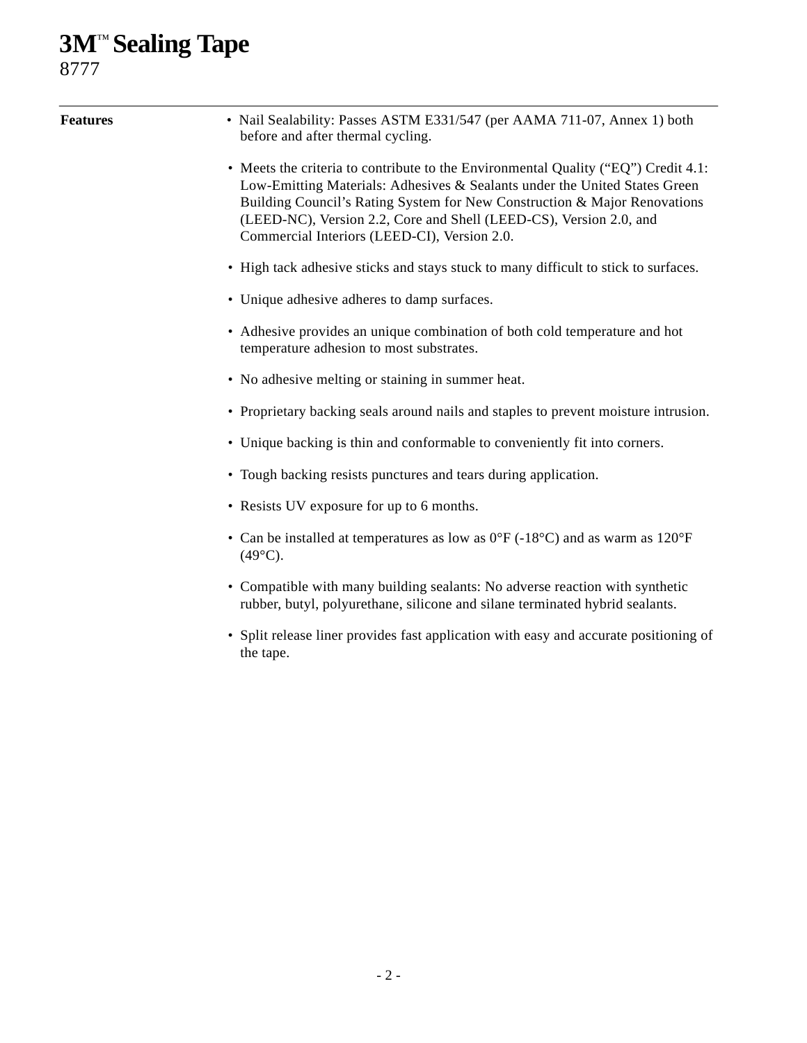# 3M™ Sealing Tape
8777

**Features**

- Nail Sealability: Passes ASTM E331/547 (per AAMA 711-07, Annex 1) both before and after thermal cycling.
- Meets the criteria to contribute to the Environmental Quality (“EQ”) Credit 4.1: Low-Emitting Materials: Adhesives & Sealants under the United States Green Building Council’s Rating System for New Construction & Major Renovations (LEED-NC), Version 2.2, Core and Shell (LEED-CS), Version 2.0, and Commercial Interiors (LEED-CI), Version 2.0.
- High tack adhesive sticks and stays stuck to many difficult to stick to surfaces.
- Unique adhesive adheres to damp surfaces.
- Adhesive provides an unique combination of both cold temperature and hot temperature adhesion to most substrates.
- No adhesive melting or staining in summer heat.
- Proprietary backing seals around nails and staples to prevent moisture intrusion.
- Unique backing is thin and conformable to conveniently fit into corners.
- Tough backing resists punctures and tears during application.
- Resists UV exposure for up to 6 months.
- Can be installed at temperatures as low as 0°F (-18°C) and as warm as 120°F (49°C).
- Compatible with many building sealants: No adverse reaction with synthetic rubber, butyl, polyurethane, silicone and silane terminated hybrid sealants.
- Split release liner provides fast application with easy and accurate positioning of the tape.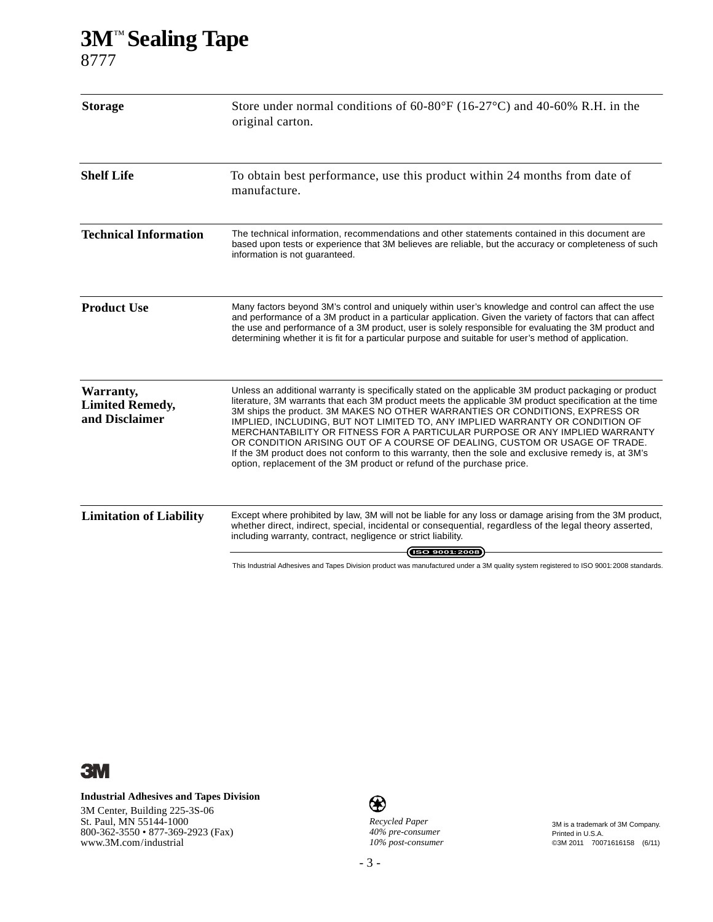# 3M™ Sealing Tape

8777

**Storage**

Store under normal conditions of 60-80°F (16-27°C) and 40-60% R.H. in the original carton.

**Shelf Life**

To obtain best performance, use this product within 24 months from date of manufacture.

**Technical Information**

The technical information, recommendations and other statements contained in this document are based upon tests or experience that 3M believes are reliable, but the accuracy or completeness of such information is not guaranteed.

**Product Use**

Many factors beyond 3M's control and uniquely within user's knowledge and control can affect the use and performance of a 3M product in a particular application. Given the variety of factors that can affect the use and performance of a 3M product, user is solely responsible for evaluating the 3M product and determining whether it is fit for a particular purpose and suitable for user's method of application.

**Warranty, Limited Remedy, and Disclaimer**

Unless an additional warranty is specifically stated on the applicable 3M product packaging or product literature, 3M warrants that each 3M product meets the applicable 3M product specification at the time 3M ships the product. 3M MAKES NO OTHER WARRANTIES OR CONDITIONS, EXPRESS OR IMPLIED, INCLUDING, BUT NOT LIMITED TO, ANY IMPLIED WARRANTY OR CONDITION OF MERCHANTABILITY OR FITNESS FOR A PARTICULAR PURPOSE OR ANY IMPLIED WARRANTY OR CONDITION ARISING OUT OF A COURSE OF DEALING, CUSTOM OR USAGE OF TRADE. If the 3M product does not conform to this warranty, then the sole and exclusive remedy is, at 3M's option, replacement of the 3M product or refund of the purchase price.

**Limitation of Liability**

Except where prohibited by law, 3M will not be liable for any loss or damage arising from the 3M product, whether direct, indirect, special, incidental or consequential, regardless of the legal theory asserted, including warranty, contract, negligence or strict liability.

ISO 9001:2008

This Industrial Adhesives and Tapes Division product was manufactured under a 3M quality system registered to ISO 9001:2008 standards.

3M

**Industrial Adhesives and Tapes Division**

3M Center, Building 225-3S-06
St. Paul, MN 55144-1000
800-362-3550 • 877-369-2923 (Fax)
www.3M.com/industrial

*Recycled Paper*
*40% pre-consumer*
*10% post-consumer*

3M is a trademark of 3M Company.
Printed in U.S.A.
©3M 2011 70071616158 (6/11)